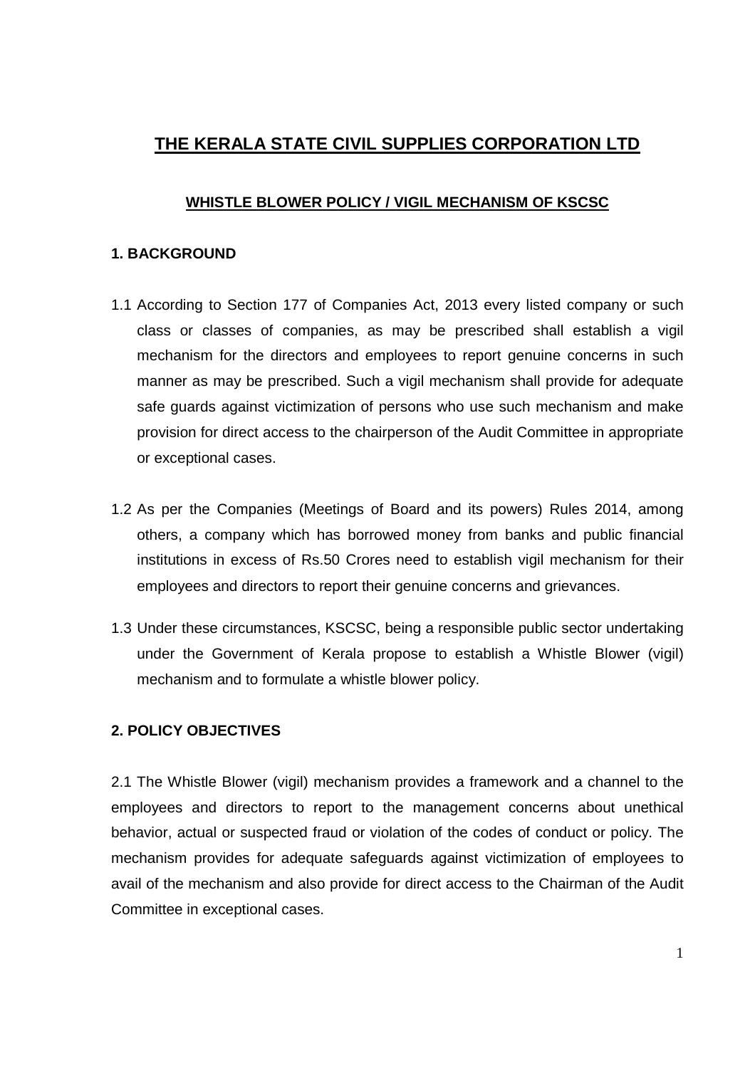# THE KERALA STATE CIVIL SUPPLIES CORPORATION LTD

## WHISTLE BLOWER POLICY / VIGIL MECHANISM OF KSCSC

### 1. BACKGROUND

1.1 According to Section 177 of Companies Act, 2013 every listed company or such class or classes of companies, as may be prescribed shall establish a vigil mechanism for the directors and employees to report genuine concerns in such manner as may be prescribed. Such a vigil mechanism shall provide for adequate safe guards against victimization of persons who use such mechanism and make provision for direct access to the chairperson of the Audit Committee in appropriate or exceptional cases.

1.2 As per the Companies (Meetings of Board and its powers) Rules 2014, among others, a company which has borrowed money from banks and public financial institutions in excess of Rs.50 Crores need to establish vigil mechanism for their employees and directors to report their genuine concerns and grievances.

1.3 Under these circumstances, KSCSC, being a responsible public sector undertaking under the Government of Kerala propose to establish a Whistle Blower (vigil) mechanism and to formulate a whistle blower policy.

### 2. POLICY OBJECTIVES

2.1 The Whistle Blower (vigil) mechanism provides a framework and a channel to the employees and directors to report to the management concerns about unethical behavior, actual or suspected fraud or violation of the codes of conduct or policy. The mechanism provides for adequate safeguards against victimization of employees to avail of the mechanism and also provide for direct access to the Chairman of the Audit Committee in exceptional cases.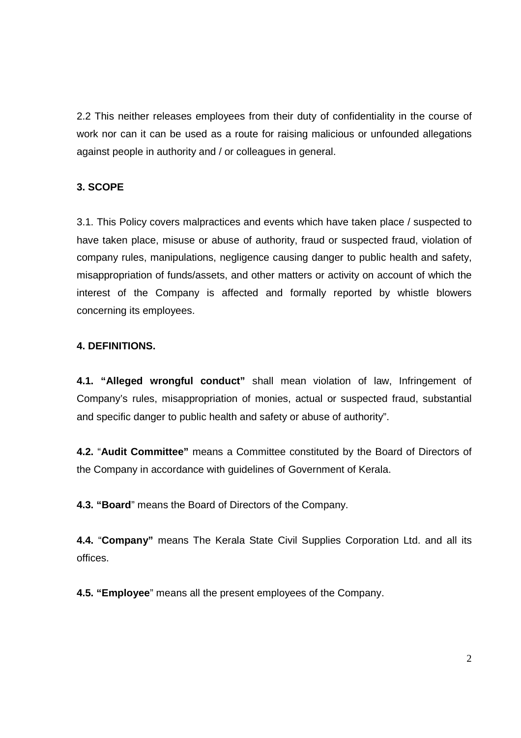2.2 This neither releases employees from their duty of confidentiality in the course of work nor can it can be used as a route for raising malicious or unfounded allegations against people in authority and / or colleagues in general.

**3. SCOPE**

3.1. This Policy covers malpractices and events which have taken place / suspected to have taken place, misuse or abuse of authority, fraud or suspected fraud, violation of company rules, manipulations, negligence causing danger to public health and safety, misappropriation of funds/assets, and other matters or activity on account of which the interest of the Company is affected and formally reported by whistle blowers concerning its employees.

**4. DEFINITIONS.**

**4.1. "Alleged wrongful conduct"** shall mean violation of law, Infringement of Company's rules, misappropriation of monies, actual or suspected fraud, substantial and specific danger to public health and safety or abuse of authority".

**4.2.** "**Audit Committee"** means a Committee constituted by the Board of Directors of the Company in accordance with guidelines of Government of Kerala.

**4.3. "Board**" means the Board of Directors of the Company.

**4.4.** "**Company"** means The Kerala State Civil Supplies Corporation Ltd. and all its offices.

**4.5. "Employee**" means all the present employees of the Company.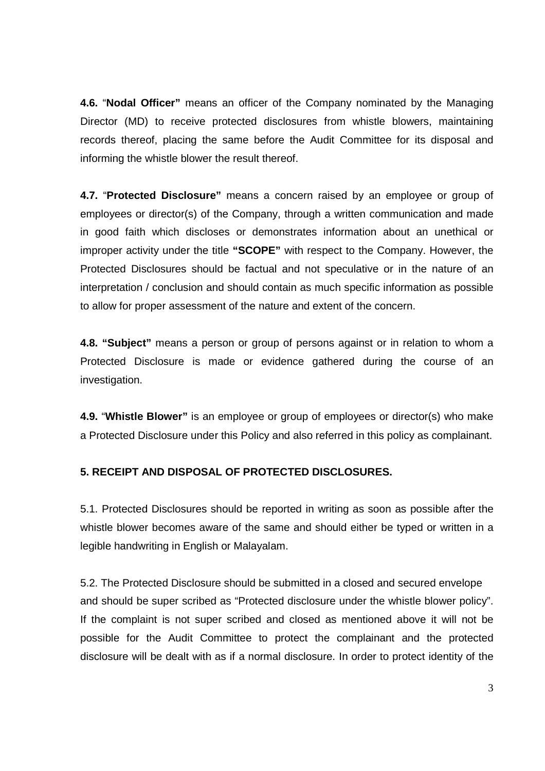**4.6.** "**Nodal Officer"** means an officer of the Company nominated by the Managing Director (MD) to receive protected disclosures from whistle blowers, maintaining records thereof, placing the same before the Audit Committee for its disposal and informing the whistle blower the result thereof.

**4.7.** "**Protected Disclosure"** means a concern raised by an employee or group of employees or director(s) of the Company, through a written communication and made in good faith which discloses or demonstrates information about an unethical or improper activity under the title **"SCOPE"** with respect to the Company. However, the Protected Disclosures should be factual and not speculative or in the nature of an interpretation / conclusion and should contain as much specific information as possible to allow for proper assessment of the nature and extent of the concern.

**4.8. "Subject"** means a person or group of persons against or in relation to whom a Protected Disclosure is made or evidence gathered during the course of an investigation.

**4.9.** "**Whistle Blower"** is an employee or group of employees or director(s) who make a Protected Disclosure under this Policy and also referred in this policy as complainant.

**5. RECEIPT AND DISPOSAL OF PROTECTED DISCLOSURES.**

5.1. Protected Disclosures should be reported in writing as soon as possible after the whistle blower becomes aware of the same and should either be typed or written in a legible handwriting in English or Malayalam.

5.2. The Protected Disclosure should be submitted in a closed and secured envelope and should be super scribed as "Protected disclosure under the whistle blower policy". If the complaint is not super scribed and closed as mentioned above it will not be possible for the Audit Committee to protect the complainant and the protected disclosure will be dealt with as if a normal disclosure. In order to protect identity of the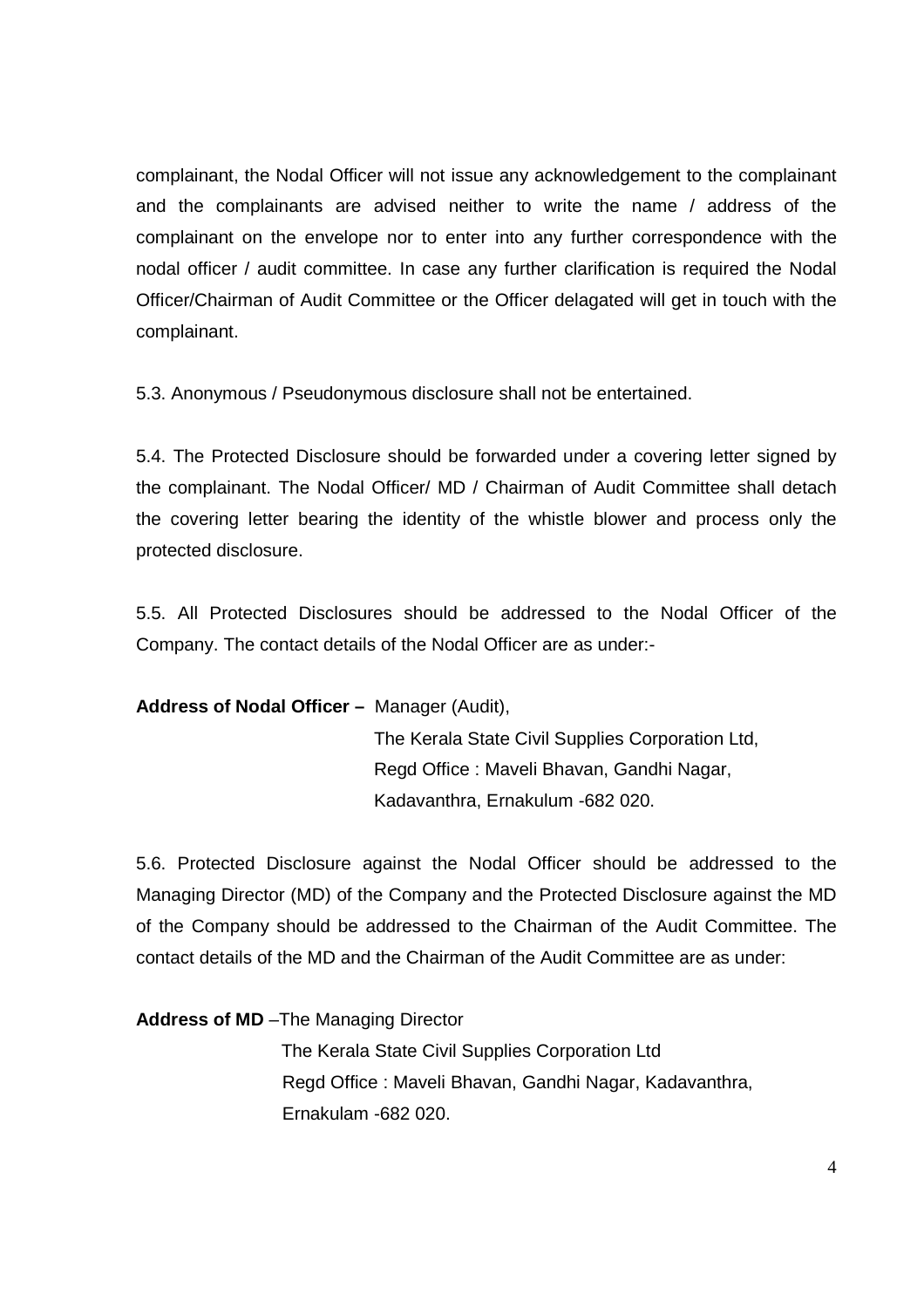complainant, the Nodal Officer will not issue any acknowledgement to the complainant and the complainants are advised neither to write the name / address of the complainant on the envelope nor to enter into any further correspondence with the nodal officer / audit committee. In case any further clarification is required the Nodal Officer/Chairman of Audit Committee or the Officer delagated will get in touch with the complainant.

5.3. Anonymous / Pseudonymous disclosure shall not be entertained.

5.4. The Protected Disclosure should be forwarded under a covering letter signed by the complainant. The Nodal Officer/ MD / Chairman of Audit Committee shall detach the covering letter bearing the identity of the whistle blower and process only the protected disclosure.

5.5. All Protected Disclosures should be addressed to the Nodal Officer of the Company. The contact details of the Nodal Officer are as under:-

**Address of Nodal Officer –** Manager (Audit),
The Kerala State Civil Supplies Corporation Ltd,
Regd Office : Maveli Bhavan, Gandhi Nagar,
Kadavanthra, Ernakulum -682 020.

5.6. Protected Disclosure against the Nodal Officer should be addressed to the Managing Director (MD) of the Company and the Protected Disclosure against the MD of the Company should be addressed to the Chairman of the Audit Committee. The contact details of the MD and the Chairman of the Audit Committee are as under:

**Address of MD** –The Managing Director
The Kerala State Civil Supplies Corporation Ltd
Regd Office : Maveli Bhavan, Gandhi Nagar, Kadavanthra,
Ernakulam -682 020.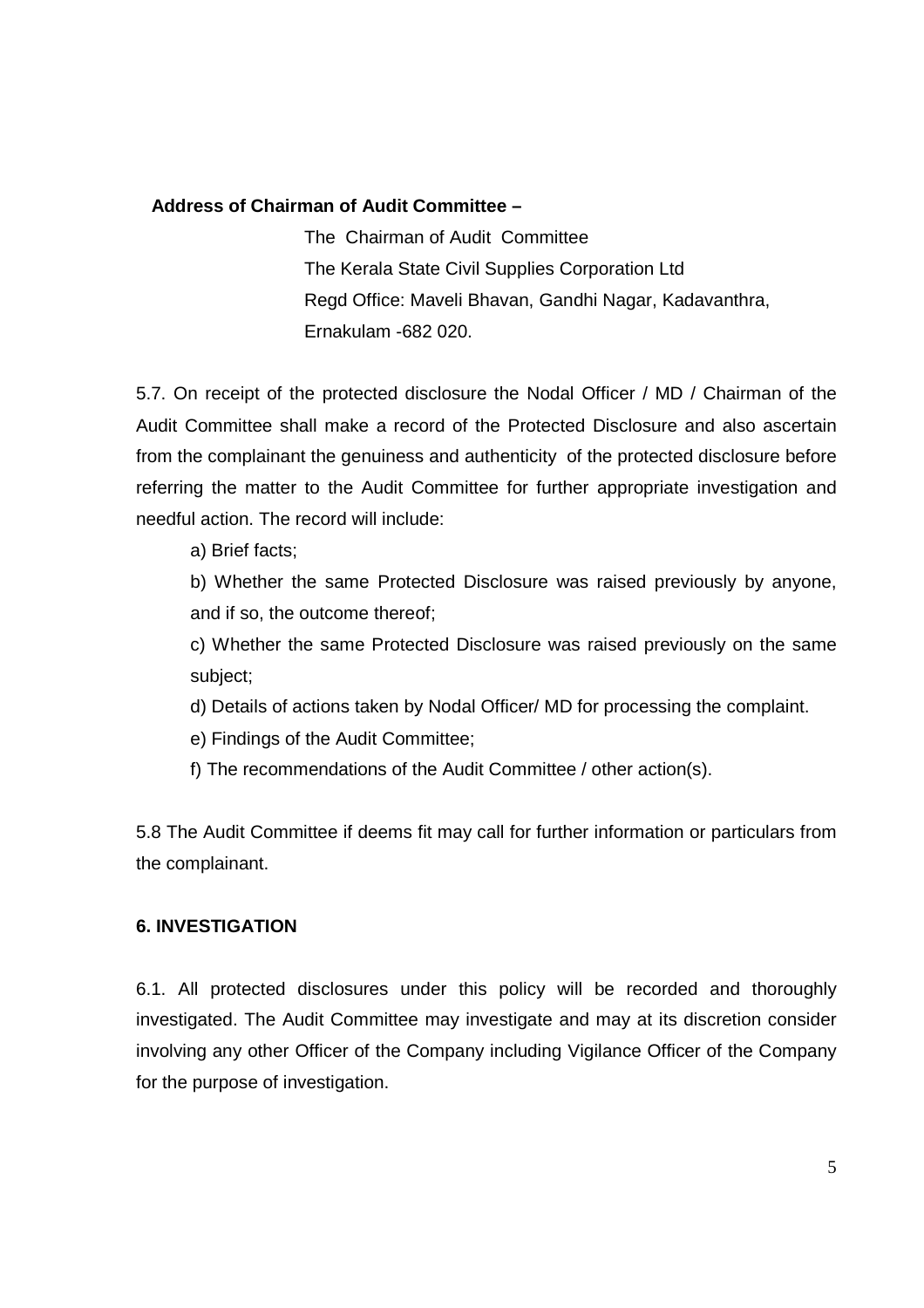**Address of Chairman of Audit Committee –**

The Chairman of Audit Committee
The Kerala State Civil Supplies Corporation Ltd
Regd Office: Maveli Bhavan, Gandhi Nagar, Kadavanthra,
Ernakulam -682 020.

5.7. On receipt of the protected disclosure the Nodal Officer / MD / Chairman of the Audit Committee shall make a record of the Protected Disclosure and also ascertain from the complainant the genuiness and authenticity of the protected disclosure before referring the matter to the Audit Committee for further appropriate investigation and needful action. The record will include:

a) Brief facts;

b) Whether the same Protected Disclosure was raised previously by anyone, and if so, the outcome thereof;

c) Whether the same Protected Disclosure was raised previously on the same subject;

d) Details of actions taken by Nodal Officer/ MD for processing the complaint.

e) Findings of the Audit Committee;

f) The recommendations of the Audit Committee / other action(s).

5.8 The Audit Committee if deems fit may call for further information or particulars from the complainant.

### 6. INVESTIGATION

6.1. All protected disclosures under this policy will be recorded and thoroughly investigated. The Audit Committee may investigate and may at its discretion consider involving any other Officer of the Company including Vigilance Officer of the Company for the purpose of investigation.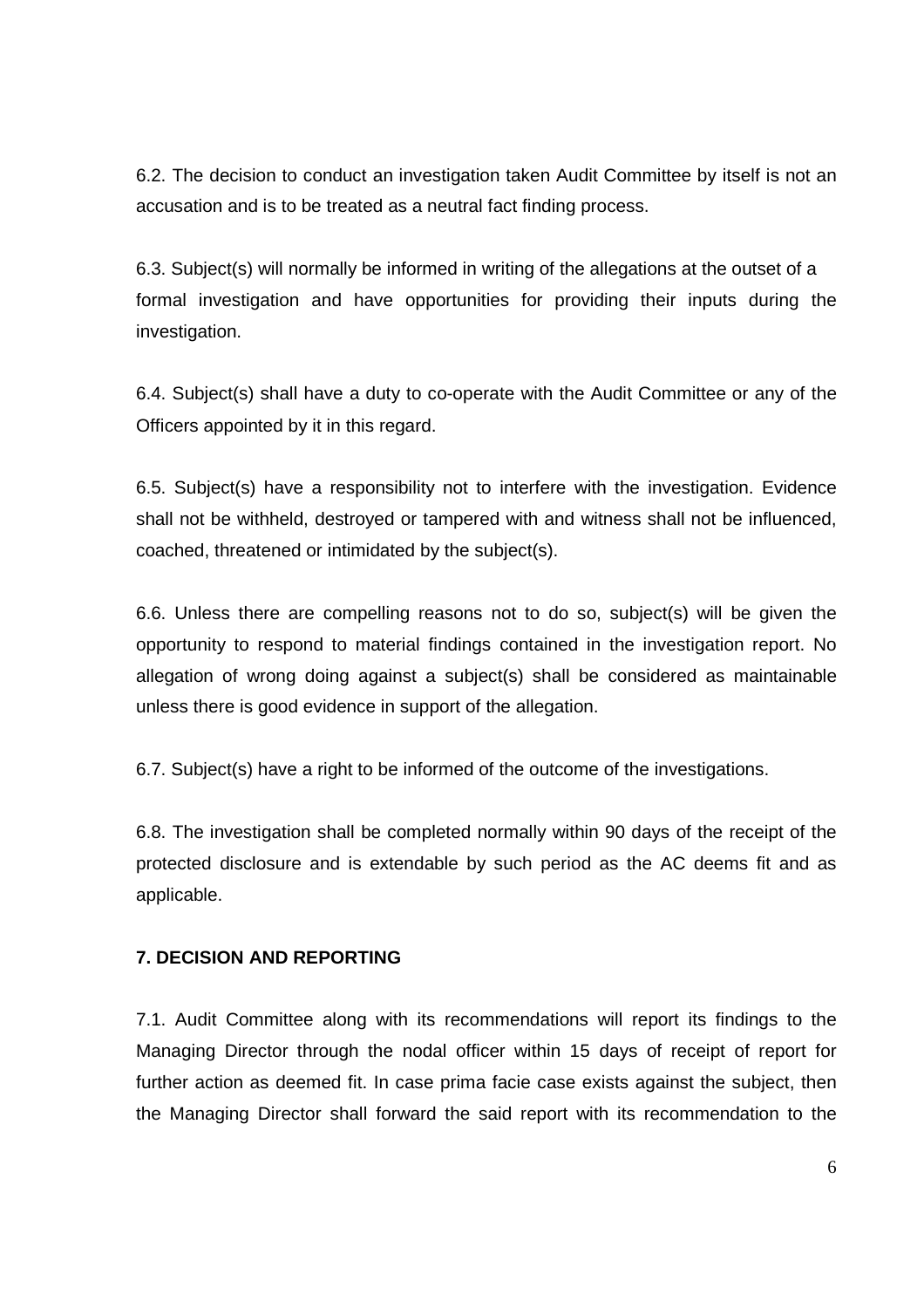6.2. The decision to conduct an investigation taken Audit Committee by itself is not an accusation and is to be treated as a neutral fact finding process.

6.3. Subject(s) will normally be informed in writing of the allegations at the outset of a formal investigation and have opportunities for providing their inputs during the investigation.

6.4. Subject(s) shall have a duty to co-operate with the Audit Committee or any of the Officers appointed by it in this regard.

6.5. Subject(s) have a responsibility not to interfere with the investigation. Evidence shall not be withheld, destroyed or tampered with and witness shall not be influenced, coached, threatened or intimidated by the subject(s).

6.6. Unless there are compelling reasons not to do so, subject(s) will be given the opportunity to respond to material findings contained in the investigation report. No allegation of wrong doing against a subject(s) shall be considered as maintainable unless there is good evidence in support of the allegation.

6.7. Subject(s) have a right to be informed of the outcome of the investigations.

6.8. The investigation shall be completed normally within 90 days of the receipt of the protected disclosure and is extendable by such period as the AC deems fit and as applicable.

**7. DECISION AND REPORTING**

7.1. Audit Committee along with its recommendations will report its findings to the Managing Director through the nodal officer within 15 days of receipt of report for further action as deemed fit. In case prima facie case exists against the subject, then the Managing Director shall forward the said report with its recommendation to the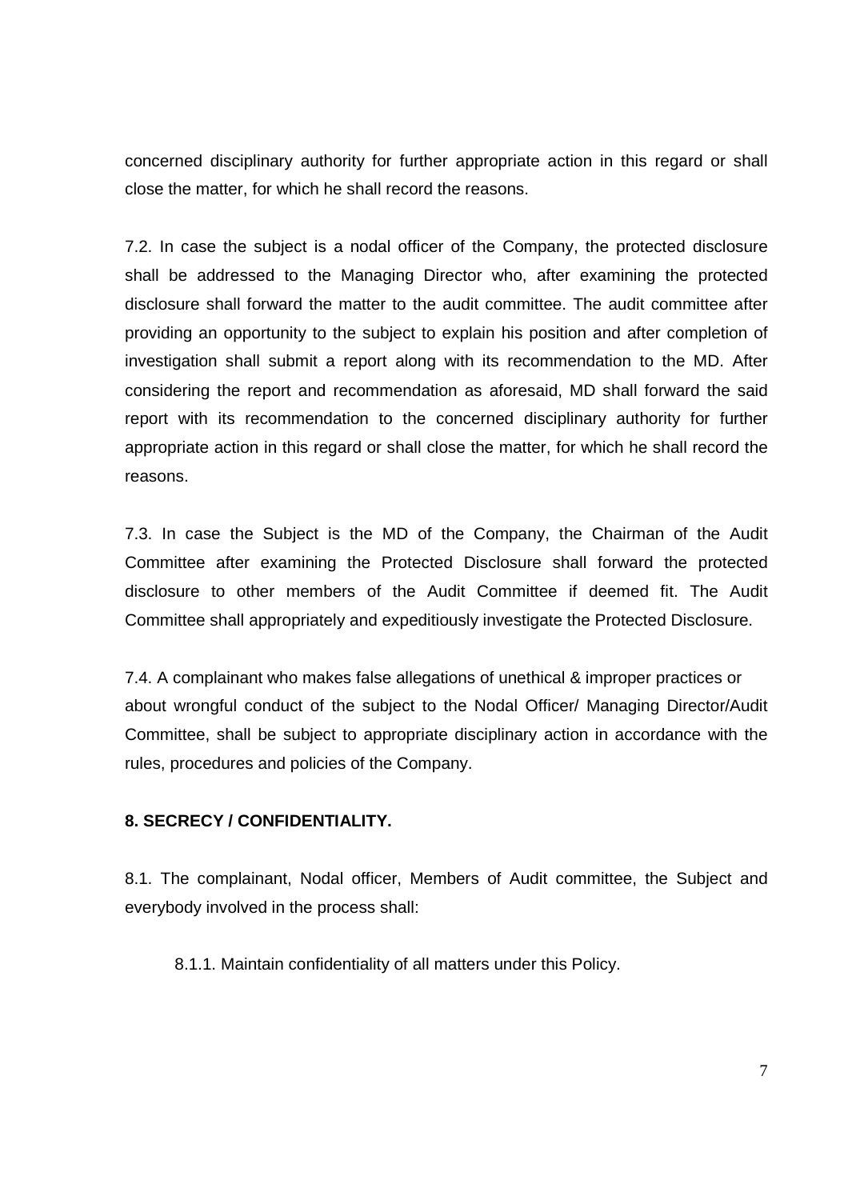concerned disciplinary authority for further appropriate action in this regard or shall close the matter, for which he shall record the reasons.

7.2. In case the subject is a nodal officer of the Company, the protected disclosure shall be addressed to the Managing Director who, after examining the protected disclosure shall forward the matter to the audit committee. The audit committee after providing an opportunity to the subject to explain his position and after completion of investigation shall submit a report along with its recommendation to the MD. After considering the report and recommendation as aforesaid, MD shall forward the said report with its recommendation to the concerned disciplinary authority for further appropriate action in this regard or shall close the matter, for which he shall record the reasons.

7.3. In case the Subject is the MD of the Company, the Chairman of the Audit Committee after examining the Protected Disclosure shall forward the protected disclosure to other members of the Audit Committee if deemed fit. The Audit Committee shall appropriately and expeditiously investigate the Protected Disclosure.

7.4. A complainant who makes false allegations of unethical & improper practices or about wrongful conduct of the subject to the Nodal Officer/ Managing Director/Audit Committee, shall be subject to appropriate disciplinary action in accordance with the rules, procedures and policies of the Company.

**8. SECRECY / CONFIDENTIALITY.**

8.1. The complainant, Nodal officer, Members of Audit committee, the Subject and everybody involved in the process shall:

8.1.1. Maintain confidentiality of all matters under this Policy.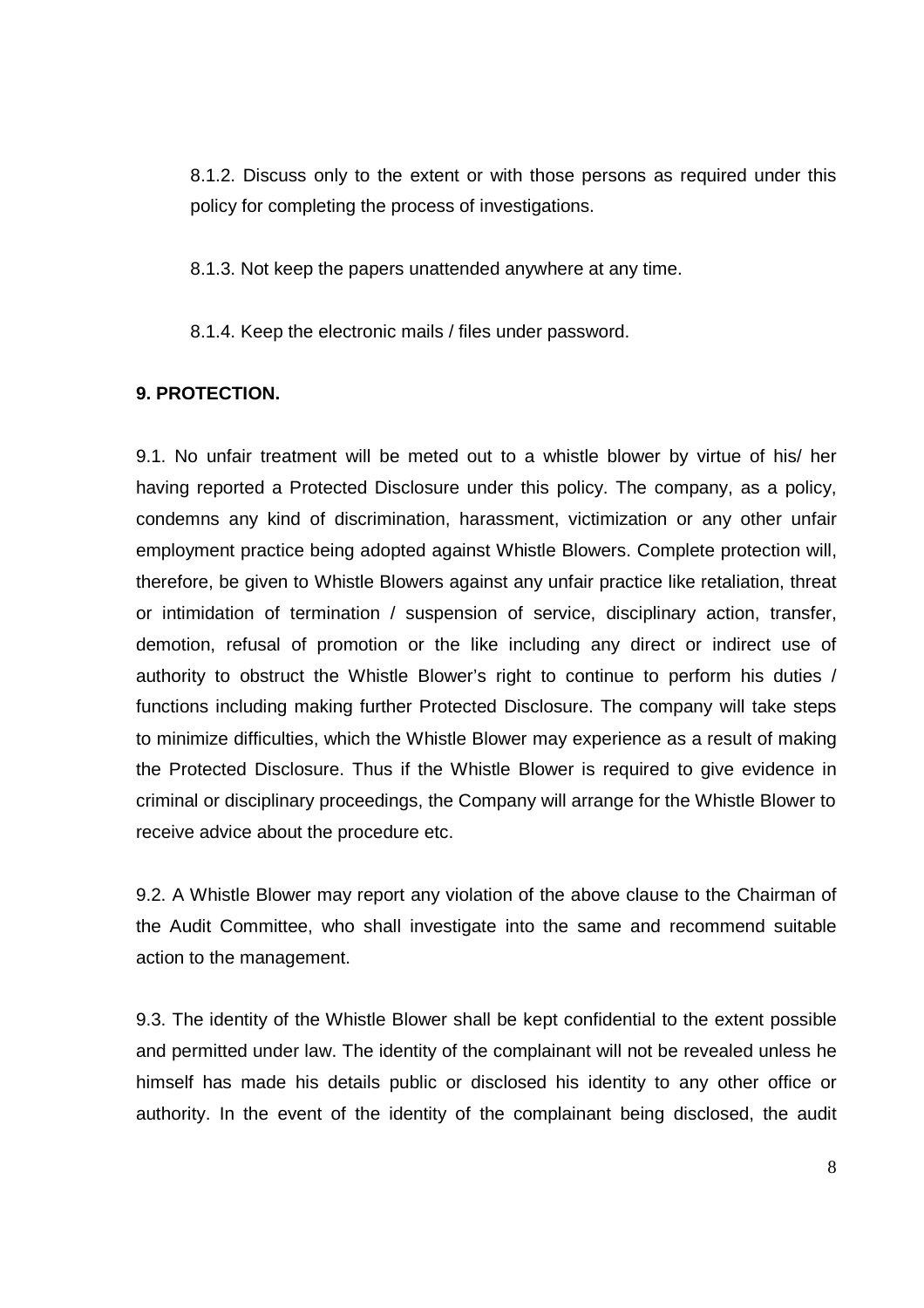8.1.2. Discuss only to the extent or with those persons as required under this policy for completing the process of investigations.

8.1.3. Not keep the papers unattended anywhere at any time.

8.1.4. Keep the electronic mails / files under password.

**9. PROTECTION.**

9.1. No unfair treatment will be meted out to a whistle blower by virtue of his/ her having reported a Protected Disclosure under this policy. The company, as a policy, condemns any kind of discrimination, harassment, victimization or any other unfair employment practice being adopted against Whistle Blowers. Complete protection will, therefore, be given to Whistle Blowers against any unfair practice like retaliation, threat or intimidation of termination / suspension of service, disciplinary action, transfer, demotion, refusal of promotion or the like including any direct or indirect use of authority to obstruct the Whistle Blower's right to continue to perform his duties / functions including making further Protected Disclosure. The company will take steps to minimize difficulties, which the Whistle Blower may experience as a result of making the Protected Disclosure. Thus if the Whistle Blower is required to give evidence in criminal or disciplinary proceedings, the Company will arrange for the Whistle Blower to receive advice about the procedure etc.

9.2. A Whistle Blower may report any violation of the above clause to the Chairman of the Audit Committee, who shall investigate into the same and recommend suitable action to the management.

9.3. The identity of the Whistle Blower shall be kept confidential to the extent possible and permitted under law. The identity of the complainant will not be revealed unless he himself has made his details public or disclosed his identity to any other office or authority. In the event of the identity of the complainant being disclosed, the audit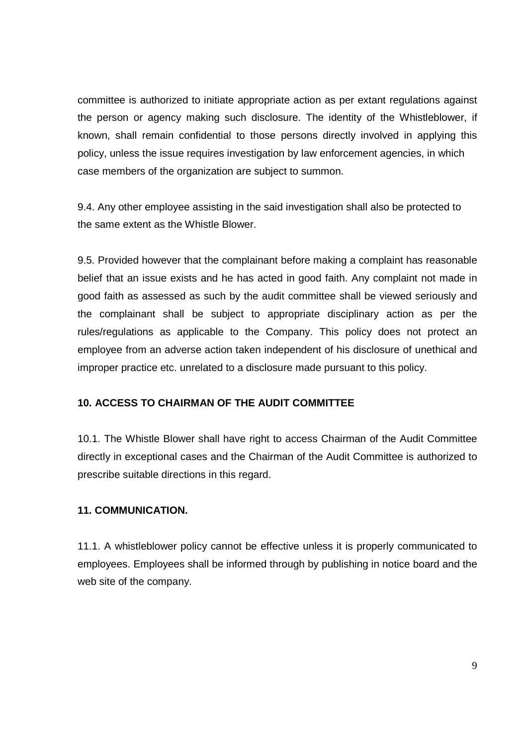committee is authorized to initiate appropriate action as per extant regulations against the person or agency making such disclosure. The identity of the Whistleblower, if known, shall remain confidential to those persons directly involved in applying this policy, unless the issue requires investigation by law enforcement agencies, in which case members of the organization are subject to summon.

9.4. Any other employee assisting in the said investigation shall also be protected to the same extent as the Whistle Blower.

9.5. Provided however that the complainant before making a complaint has reasonable belief that an issue exists and he has acted in good faith. Any complaint not made in good faith as assessed as such by the audit committee shall be viewed seriously and the complainant shall be subject to appropriate disciplinary action as per the rules/regulations as applicable to the Company. This policy does not protect an employee from an adverse action taken independent of his disclosure of unethical and improper practice etc. unrelated to a disclosure made pursuant to this policy.

## 10. ACCESS TO CHAIRMAN OF THE AUDIT COMMITTEE

10.1. The Whistle Blower shall have right to access Chairman of the Audit Committee directly in exceptional cases and the Chairman of the Audit Committee is authorized to prescribe suitable directions in this regard.

## 11. COMMUNICATION.

11.1. A whistleblower policy cannot be effective unless it is properly communicated to employees. Employees shall be informed through by publishing in notice board and the web site of the company.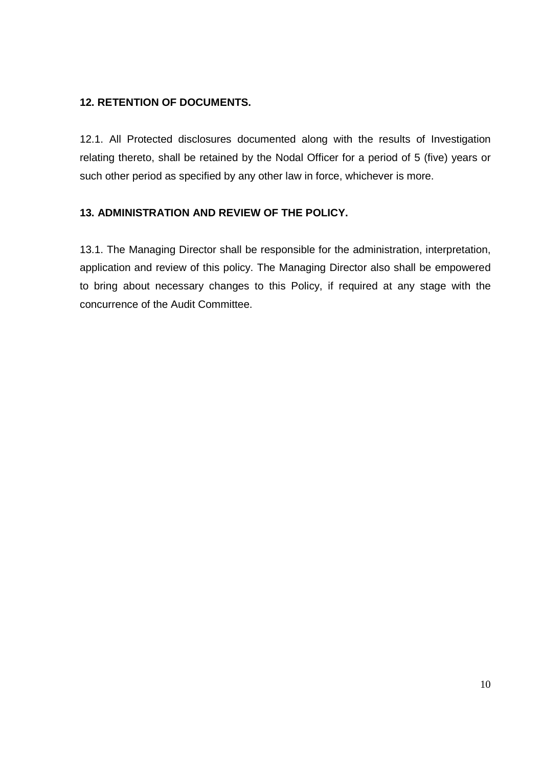**12. RETENTION OF DOCUMENTS.**

12.1. All Protected disclosures documented along with the results of Investigation relating thereto, shall be retained by the Nodal Officer for a period of 5 (five) years or such other period as specified by any other law in force, whichever is more.

**13. ADMINISTRATION AND REVIEW OF THE POLICY.**

13.1. The Managing Director shall be responsible for the administration, interpretation, application and review of this policy. The Managing Director also shall be empowered to bring about necessary changes to this Policy, if required at any stage with the concurrence of the Audit Committee.